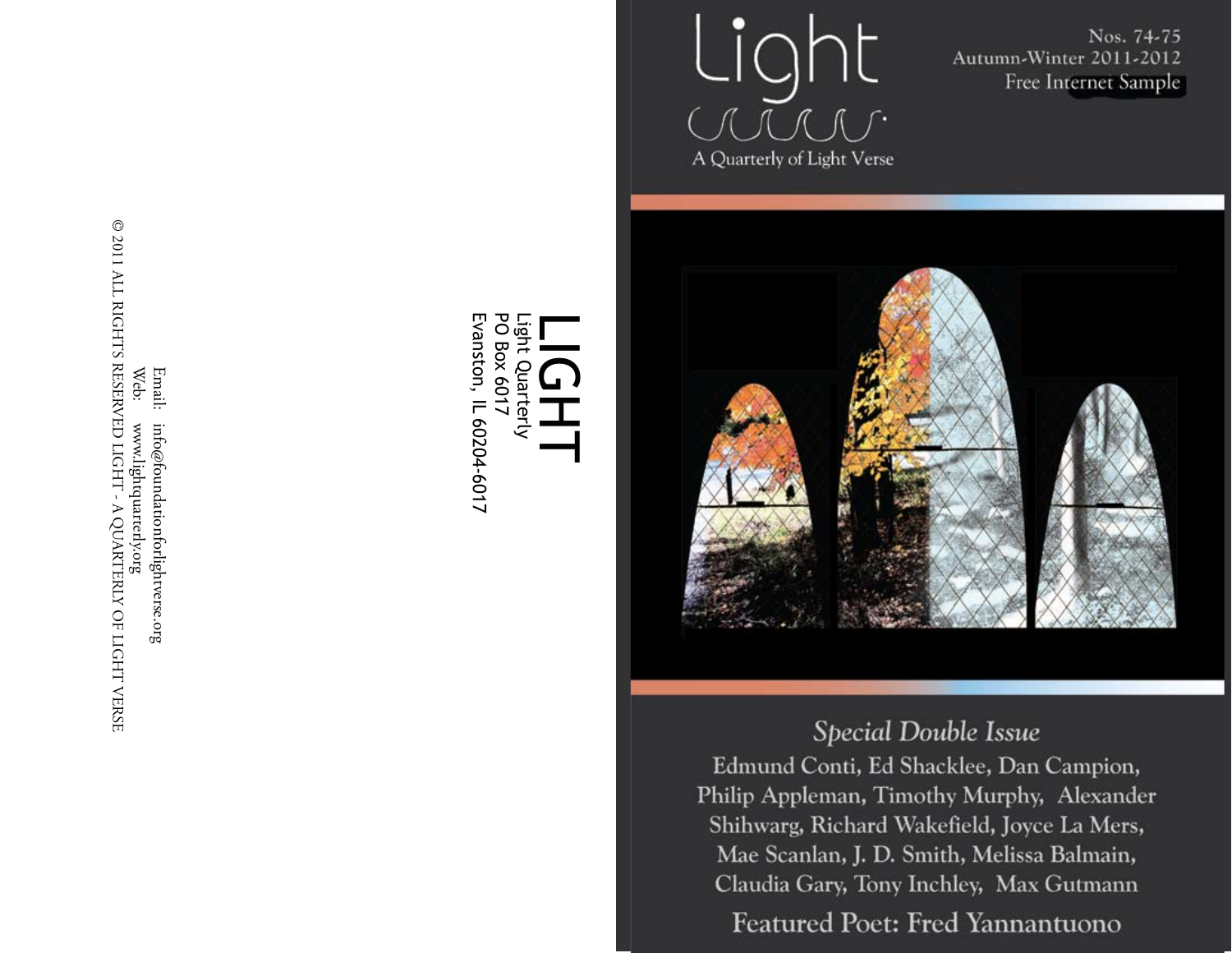LIGHT

Light Quarterly
PO Box 6017
Evanston, IL 60204-6017

Email: info@foundationforlightverse.org
Web: www.lightquarterly.org

© 2011 ALL RIGHTS RESERVED LIGHT - A QUARTERLY OF LIGHT VERSE

# Light

A Quarterly of Light Verse

Nos. 74-75
Autumn-Winter 2011-2012
Free Internet Sample

*Special Double Issue*

Edmund Conti, Ed Shacklee, Dan Campion, Philip Appleman, Timothy Murphy, Alexander Shihwarg, Richard Wakefield, Joyce La Mers, Mae Scanlan, J. D. Smith, Melissa Balmain, Claudia Gary, Tony Inchley, Max Gutmann

Featured Poet: Fred Yannantuono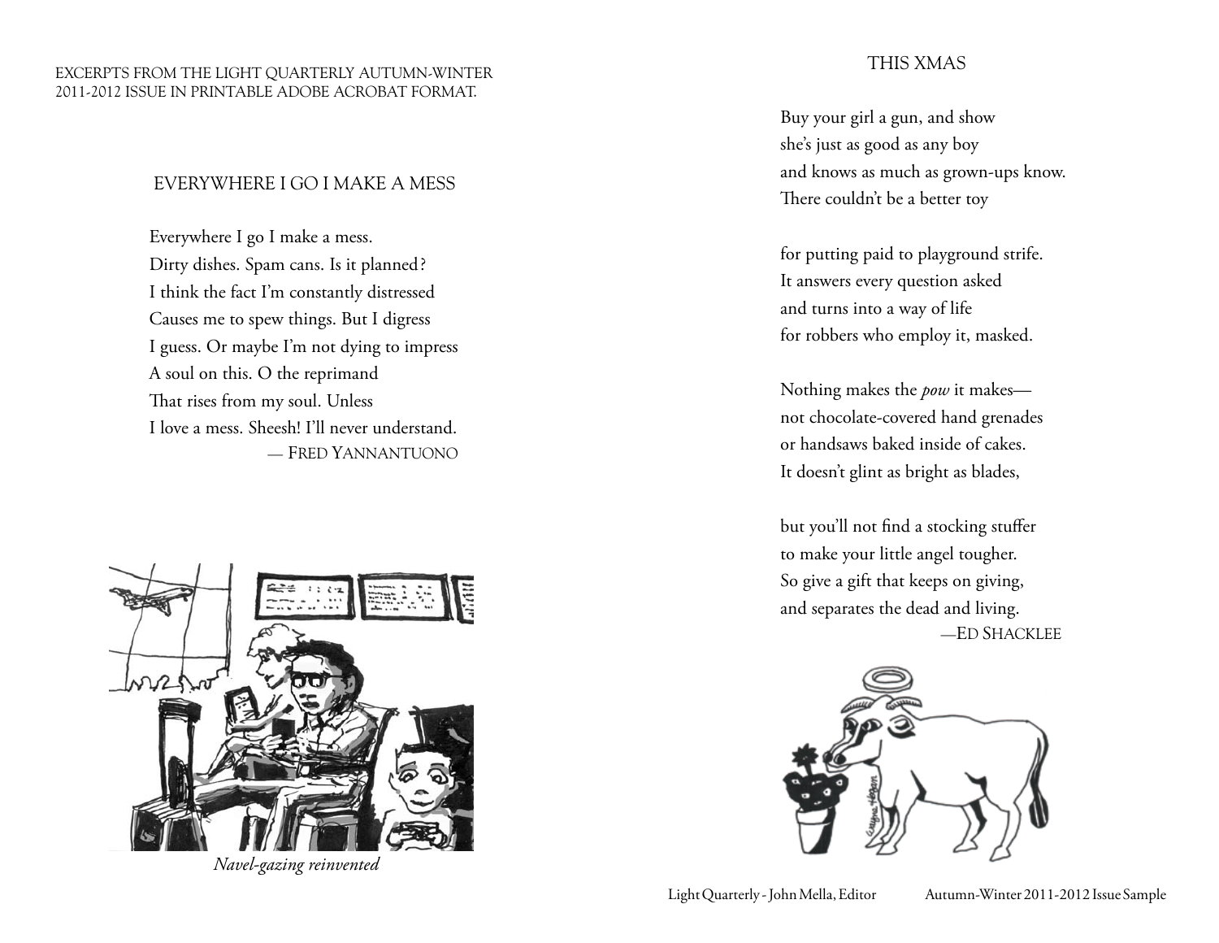EXCERPTS FROM THE LIGHT QUARTERLY AUTUMN-WINTER 2011-2012 ISSUE IN PRINTABLE ADOBE ACROBAT FORMAT.

## EVERYWHERE I GO I MAKE A MESS

Everywhere I go I make a mess.
Dirty dishes. Spam cans. Is it planned?
I think the fact I'm constantly distressed
Causes me to spew things. But I digress
I guess. Or maybe I'm not dying to impress
A soul on this. O the reprimand
That rises from my soul. Unless
I love a mess. Sheesh! I'll never understand.

— FRED YANNANTUONO

*Navel-gazing reinvented*

## THIS XMAS

Buy your girl a gun, and show
she's just as good as any boy
and knows as much as grown-ups know.
There couldn't be a better toy

for putting paid to playground strife.
It answers every question asked
and turns into a way of life
for robbers who employ it, masked.

Nothing makes the *pow* it makes—
not chocolate-covered hand grenades
or handsaws baked inside of cakes.
It doesn't glint as bright as blades,

but you'll not find a stocking stuffer
to make your little angel tougher.
So give a gift that keeps on giving,
and separates the dead and living.

—ED SHACKLEE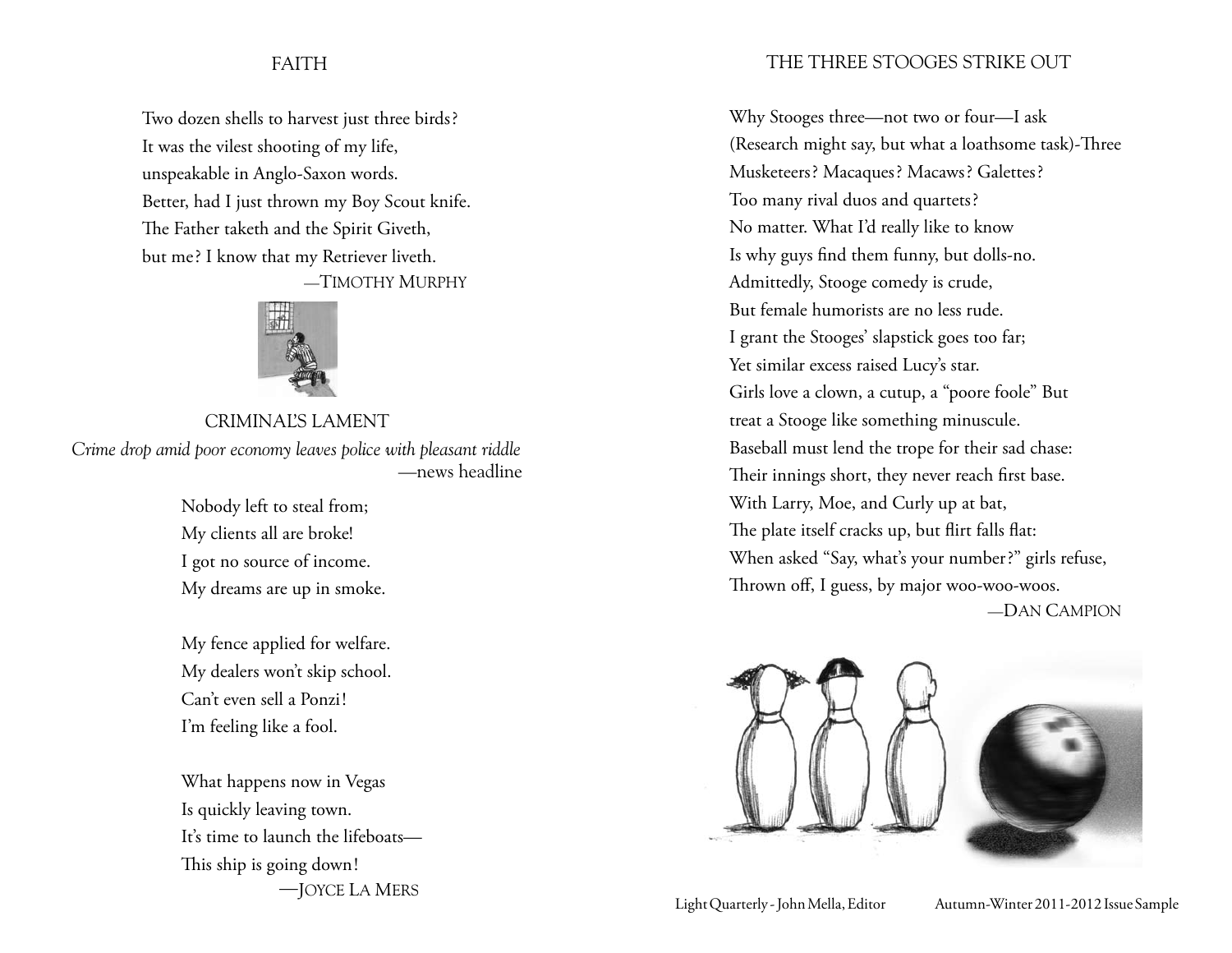## FAITH

Two dozen shells to harvest just three birds?
It was the vilest shooting of my life,
unspeakable in Anglo-Saxon words.
Better, had I just thrown my Boy Scout knife.
The Father taketh and the Spirit Giveth,
but me? I know that my Retriever liveth.

—TIMOTHY MURPHY

## CRIMINAL'S LAMENT

*Crime drop amid poor economy leaves police with pleasant riddle*
—news headline

Nobody left to steal from;
My clients all are broke!
I got no source of income.
My dreams are up in smoke.

My fence applied for welfare.
My dealers won't skip school.
Can't even sell a Ponzi!
I'm feeling like a fool.

What happens now in Vegas
Is quickly leaving town.
It's time to launch the lifeboats—
This ship is going down!

—JOYCE LA MERS

## THE THREE STOOGES STRIKE OUT

Why Stooges three—not two or four—I ask
(Research might say, but what a loathsome task)-Three
Musketeers? Macaques? Macaws? Galettes?
Too many rival duos and quartets?
No matter. What I'd really like to know
Is why guys find them funny, but dolls-no.
Admittedly, Stooge comedy is crude,
But female humorists are no less rude.
I grant the Stooges' slapstick goes too far;
Yet similar excess raised Lucy's star.
Girls love a clown, a cutup, a "poore foole" But
treat a Stooge like something minuscule.
Baseball must lend the trope for their sad chase:
Their innings short, they never reach first base.
With Larry, Moe, and Curly up at bat,
The plate itself cracks up, but flirt falls flat:
When asked "Say, what's your number?" girls refuse,
Thrown off, I guess, by major woo-woo-woos.

—DAN CAMPION

Light Quarterly - John Mella, Editor Autumn-Winter 2011-2012 Issue Sample